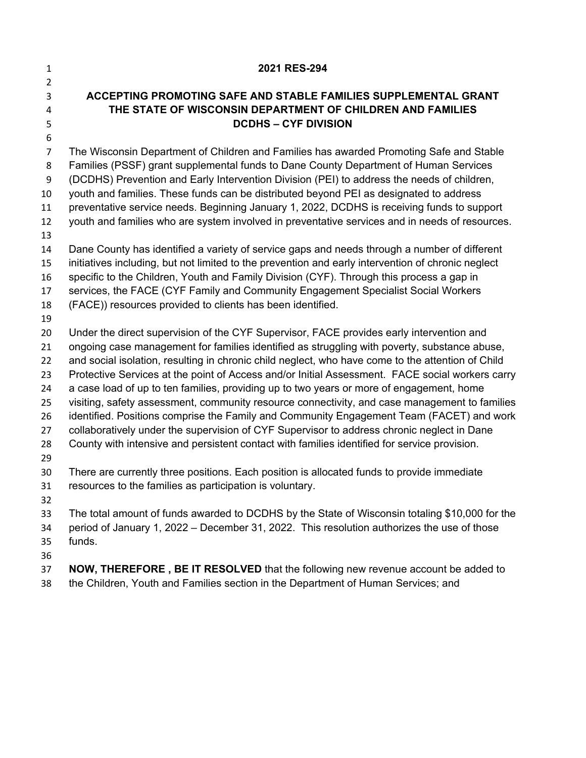# 2021 RES-294

## ACCEPTING PROMOTING SAFE AND STABLE FAMILIES SUPPLEMENTAL GRANT THE STATE OF WISCONSIN DEPARTMENT OF CHILDREN AND FAMILIES DCDHS – CYF DIVISION

The Wisconsin Department of Children and Families has awarded Promoting Safe and Stable Families (PSSF) grant supplemental funds to Dane County Department of Human Services (DCDHS) Prevention and Early Intervention Division (PEI) to address the needs of children, youth and families. These funds can be distributed beyond PEI as designated to address preventative service needs. Beginning January 1, 2022, DCDHS is receiving funds to support youth and families who are system involved in preventative services and in needs of resources.

Dane County has identified a variety of service gaps and needs through a number of different initiatives including, but not limited to the prevention and early intervention of chronic neglect specific to the Children, Youth and Family Division (CYF). Through this process a gap in services, the FACE (CYF Family and Community Engagement Specialist Social Workers (FACE)) resources provided to clients has been identified.

Under the direct supervision of the CYF Supervisor, FACE provides early intervention and ongoing case management for families identified as struggling with poverty, substance abuse, and social isolation, resulting in chronic child neglect, who have come to the attention of Child Protective Services at the point of Access and/or Initial Assessment. FACE social workers carry a case load of up to ten families, providing up to two years or more of engagement, home visiting, safety assessment, community resource connectivity, and case management to families identified. Positions comprise the Family and Community Engagement Team (FACET) and work collaboratively under the supervision of CYF Supervisor to address chronic neglect in Dane County with intensive and persistent contact with families identified for service provision.

There are currently three positions. Each position is allocated funds to provide immediate resources to the families as participation is voluntary.

The total amount of funds awarded to DCDHS by the State of Wisconsin totaling $10,000 for the period of January 1, 2022 – December 31, 2022. This resolution authorizes the use of those funds.

**NOW, THEREFORE , BE IT RESOLVED** that the following new revenue account be added to the Children, Youth and Families section in the Department of Human Services; and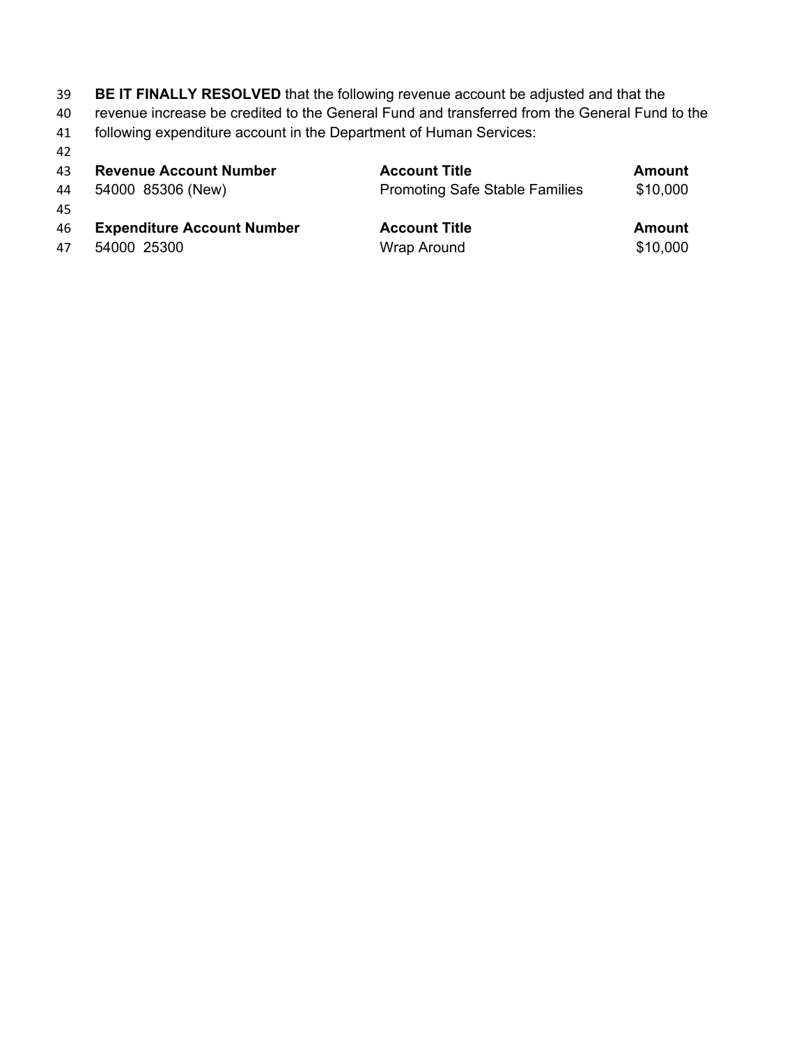**BE IT FINALLY RESOLVED** that the following revenue account be adjusted and that the revenue increase be credited to the General Fund and transferred from the General Fund to the following expenditure account in the Department of Human Services:

| **Revenue Account Number** | **Account Title** | **Amount** |
|---|---|---|
| 54000 85306 (New) | Promoting Safe Stable Families | $10,000 |

| **Expenditure Account Number** | **Account Title** | **Amount** |
|---|---|---|
| 54000 25300 | Wrap Around | $10,000 |